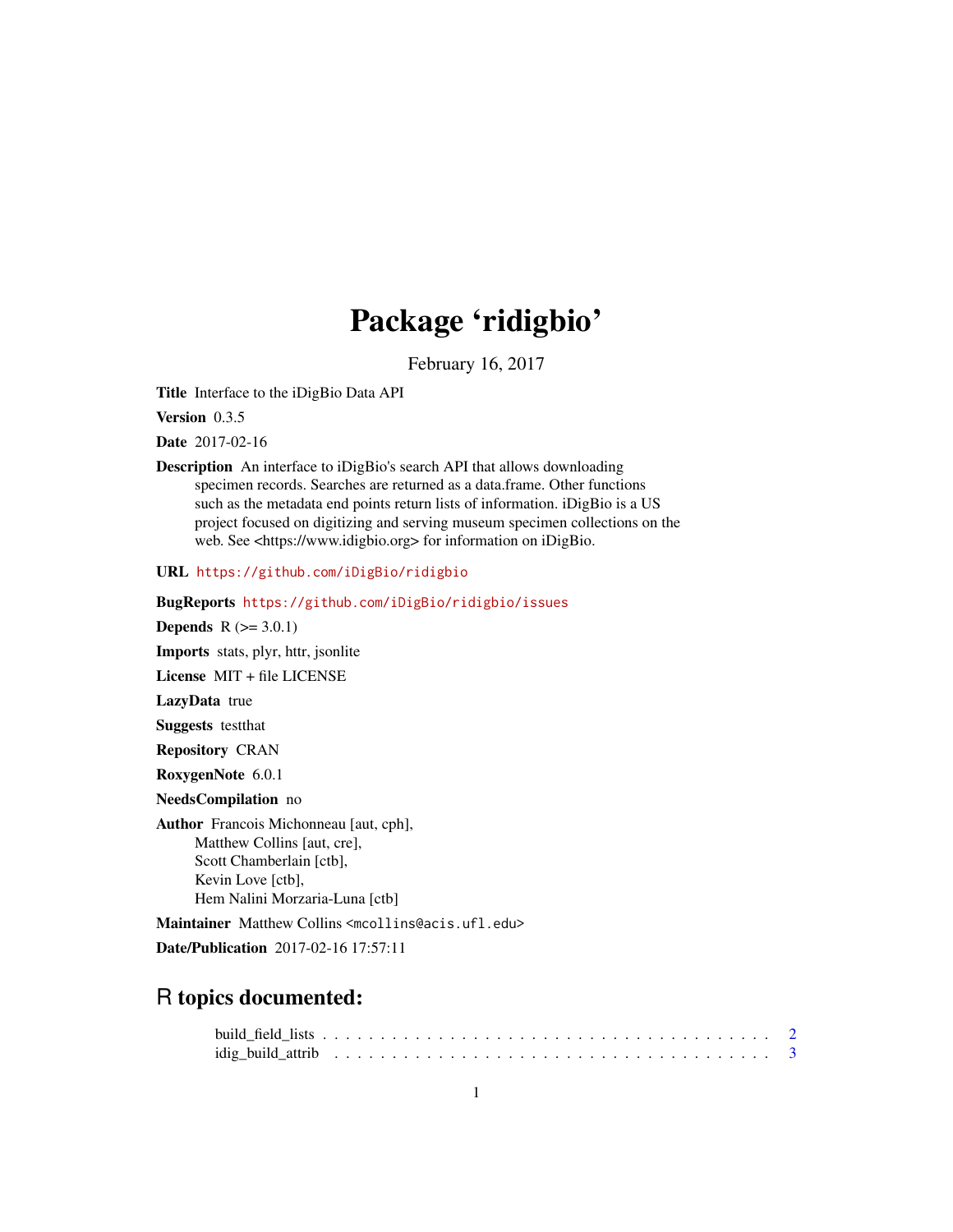# Package 'ridigbio'

February 16, 2017

**Title** Interface to the iDigBio Data API

**Version** 0.3.5

**Date** 2017-02-16

**Description** An interface to iDigBio's search API that allows downloading specimen records. Searches are returned as a data.frame. Other functions such as the metadata end points return lists of information. iDigBio is a US project focused on digitizing and serving museum specimen collections on the web. See <https://www.idigbio.org> for information on iDigBio.

**URL** https://github.com/iDigBio/ridigbio

**BugReports** https://github.com/iDigBio/ridigbio/issues

**Depends** R (>= 3.0.1)

**Imports** stats, plyr, httr, jsonlite

**License** MIT + file LICENSE

**LazyData** true

**Suggests** testthat

**Repository** CRAN

**RoxygenNote** 6.0.1

**NeedsCompilation** no

**Author** Francois Michonneau [aut, cph],
Matthew Collins [aut, cre],
Scott Chamberlain [ctb],
Kevin Love [ctb],
Hem Nalini Morzaria-Luna [ctb]

**Maintainer** Matthew Collins <mcollins@acis.ufl.edu>

**Date/Publication** 2017-02-16 17:57:11

## R topics documented:

build_field_lists . . . . . . . . . . . . . . . . . . . . . . . . . . . . . . . . . . . . 2
idig_build_attrib . . . . . . . . . . . . . . . . . . . . . . . . . . . . . . . . . . . . 3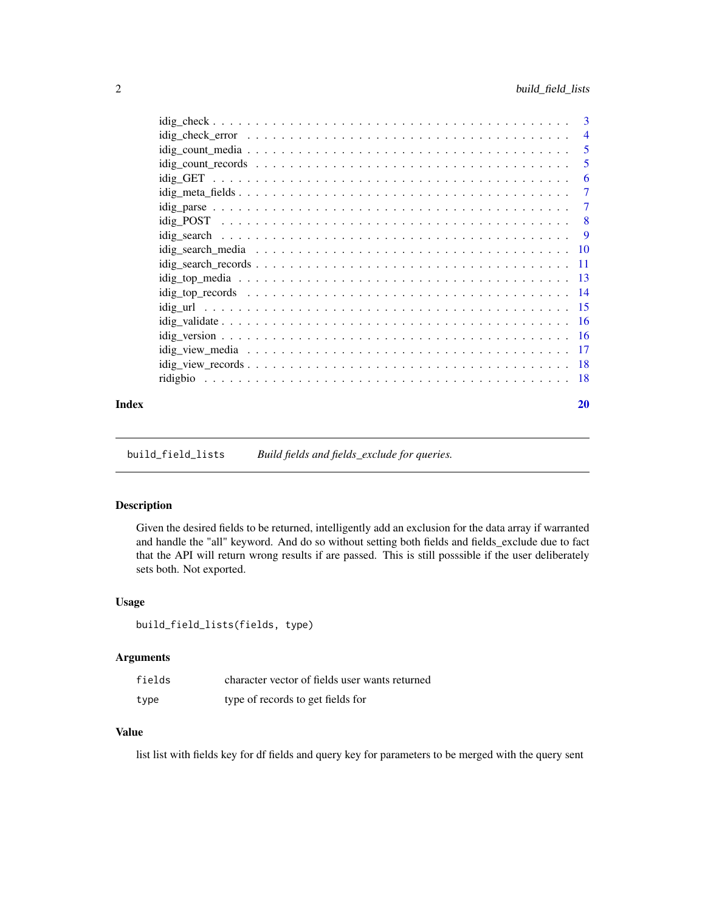idig_check . . . . . . . . . . . . . . . . . . . . . . . . . . . . . . . . . . . . . . . 3
idig_check_error . . . . . . . . . . . . . . . . . . . . . . . . . . . . . . . . . . . . 4
idig_count_media . . . . . . . . . . . . . . . . . . . . . . . . . . . . . . . . . . . . 5
idig_count_records . . . . . . . . . . . . . . . . . . . . . . . . . . . . . . . . . . . 5
idig_GET . . . . . . . . . . . . . . . . . . . . . . . . . . . . . . . . . . . . . . . . 6
idig_meta_fields . . . . . . . . . . . . . . . . . . . . . . . . . . . . . . . . . . . . 7
idig_parse . . . . . . . . . . . . . . . . . . . . . . . . . . . . . . . . . . . . . . . 7
idig_POST . . . . . . . . . . . . . . . . . . . . . . . . . . . . . . . . . . . . . . . 8
idig_search . . . . . . . . . . . . . . . . . . . . . . . . . . . . . . . . . . . . . . 9
idig_search_media . . . . . . . . . . . . . . . . . . . . . . . . . . . . . . . . . . . 10
idig_search_records . . . . . . . . . . . . . . . . . . . . . . . . . . . . . . . . . . 11
idig_top_media . . . . . . . . . . . . . . . . . . . . . . . . . . . . . . . . . . . . . 13
idig_top_records . . . . . . . . . . . . . . . . . . . . . . . . . . . . . . . . . . . . 14
idig_url . . . . . . . . . . . . . . . . . . . . . . . . . . . . . . . . . . . . . . . . 15
idig_validate . . . . . . . . . . . . . . . . . . . . . . . . . . . . . . . . . . . . . . 16
idig_version . . . . . . . . . . . . . . . . . . . . . . . . . . . . . . . . . . . . . . 16
idig_view_media . . . . . . . . . . . . . . . . . . . . . . . . . . . . . . . . . . . . 17
idig_view_records . . . . . . . . . . . . . . . . . . . . . . . . . . . . . . . . . . . . 18
ridigbio . . . . . . . . . . . . . . . . . . . . . . . . . . . . . . . . . . . . . . . . . 18

**Index** **20**

---

## build_field_lists — *Build fields and fields_exclude for queries.*

### Description

Given the desired fields to be returned, intelligently add an exclusion for the data array if warranted and handle the "all" keyword. And do so without setting both fields and fields_exclude due to fact that the API will return wrong results if are passed. This is still posssible if the user deliberately sets both. Not exported.

### Usage

```
build_field_lists(fields, type)
```

### Arguments

| | |
|---|---|
| `fields` | character vector of fields user wants returned |
| `type` | type of records to get fields for |

### Value

list list with fields key for df fields and query key for parameters to be merged with the query sent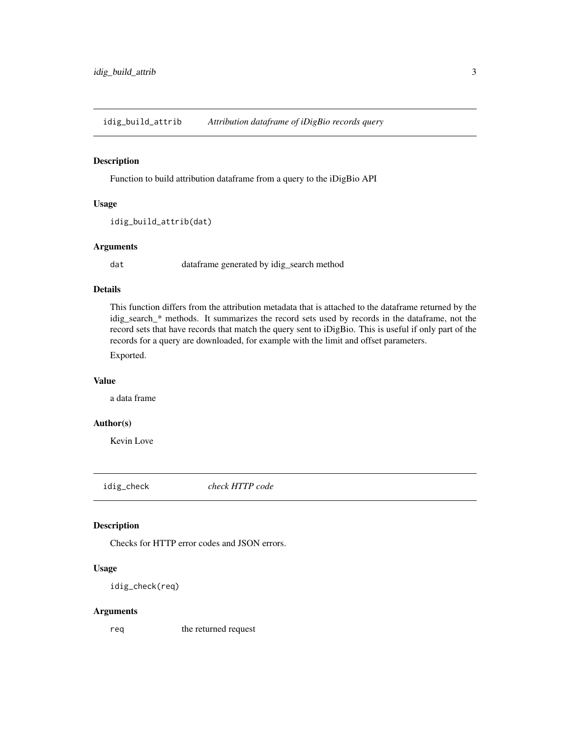## idig_build_attrib *Attribution dataframe of iDigBio records query*

### Description

Function to build attribution dataframe from a query to the iDigBio API

### Usage

```
idig_build_attrib(dat)
```

### Arguments

| | |
|---|---|
| `dat` | dataframe generated by idig_search method |

### Details

This function differs from the attribution metadata that is attached to the dataframe returned by the idig_search_* methods. It summarizes the record sets used by records in the dataframe, not the record sets that have records that match the query sent to iDigBio. This is useful if only part of the records for a query are downloaded, for example with the limit and offset parameters.

Exported.

### Value

a data frame

### Author(s)

Kevin Love

## idig_check *check HTTP code*

### Description

Checks for HTTP error codes and JSON errors.

### Usage

```
idig_check(req)
```

### Arguments

| | |
|---|---|
| `req` | the returned request |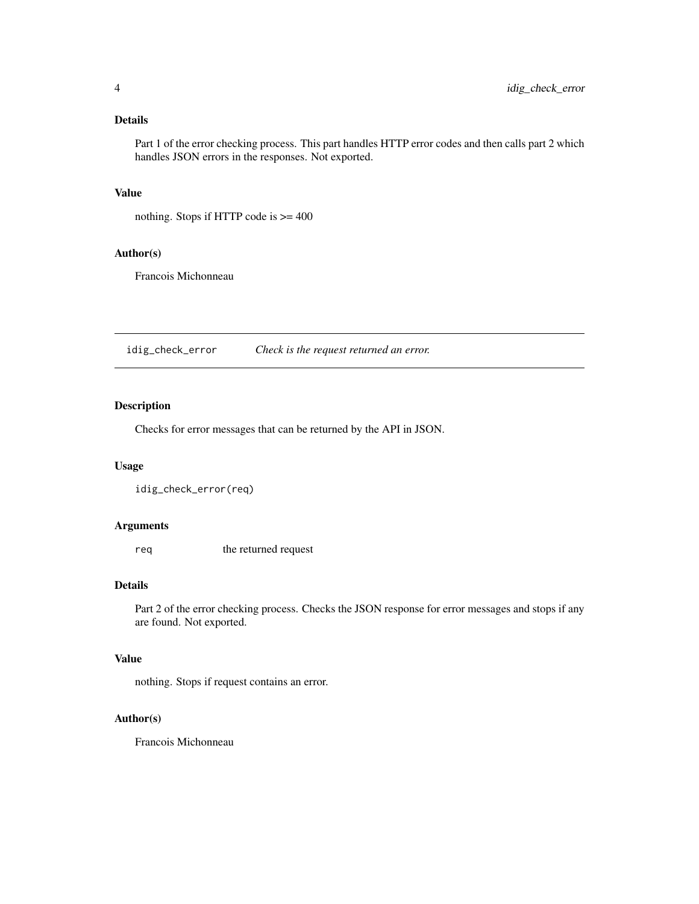## Details

Part 1 of the error checking process. This part handles HTTP error codes and then calls part 2 which handles JSON errors in the responses. Not exported.

## Value

nothing. Stops if HTTP code is >= 400

## Author(s)

Francois Michonneau

---

# idig_check_error — *Check is the request returned an error.*

## Description

Checks for error messages that can be returned by the API in JSON.

## Usage

```
idig_check_error(req)
```

## Arguments

| | |
|---|---|
| `req` | the returned request |

## Details

Part 2 of the error checking process. Checks the JSON response for error messages and stops if any are found. Not exported.

## Value

nothing. Stops if request contains an error.

## Author(s)

Francois Michonneau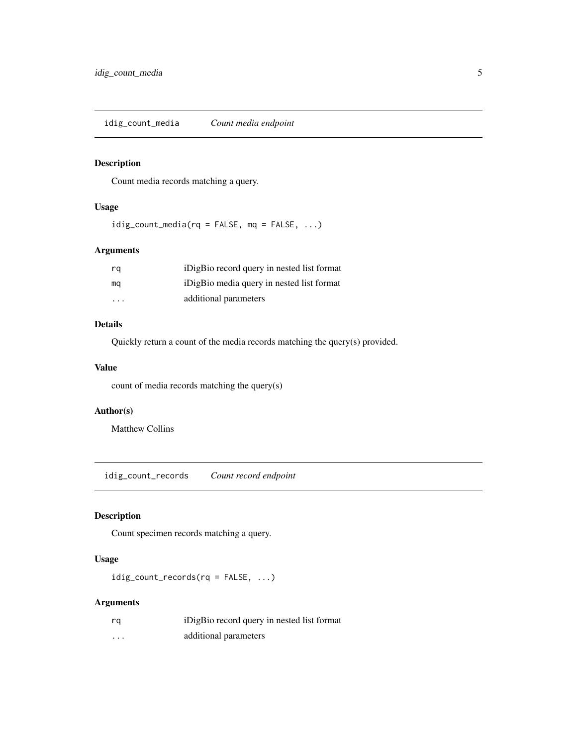## idig_count_media    *Count media endpoint*

### Description

Count media records matching a query.

### Usage

```
idig_count_media(rq = FALSE, mq = FALSE, ...)
```

### Arguments

| | |
|---|---|
| rq | iDigBio record query in nested list format |
| mq | iDigBio media query in nested list format |
| ... | additional parameters |

### Details

Quickly return a count of the media records matching the query(s) provided.

### Value

count of media records matching the query(s)

### Author(s)

Matthew Collins

## idig_count_records    *Count record endpoint*

### Description

Count specimen records matching a query.

### Usage

```
idig_count_records(rq = FALSE, ...)
```

### Arguments

| | |
|---|---|
| rq | iDigBio record query in nested list format |
| ... | additional parameters |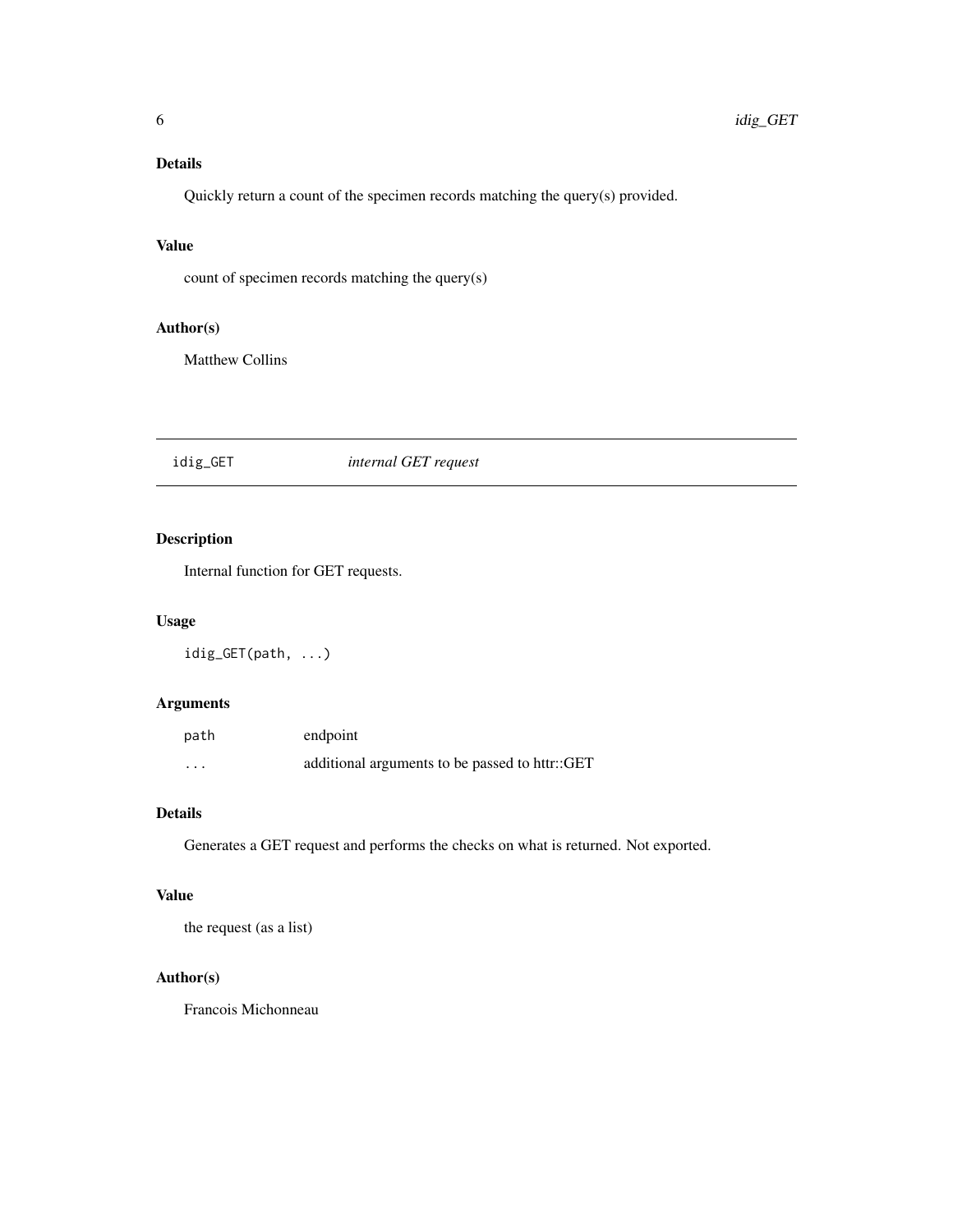### Details

Quickly return a count of the specimen records matching the query(s) provided.

### Value

count of specimen records matching the query(s)

### Author(s)

Matthew Collins

---

## idig_GET — *internal GET request*

---

### Description

Internal function for GET requests.

### Usage

```
idig_GET(path, ...)
```

### Arguments

| | |
|---|---|
| `path` | endpoint |
| `...` | additional arguments to be passed to httr::GET |

### Details

Generates a GET request and performs the checks on what is returned. Not exported.

### Value

the request (as a list)

### Author(s)

Francois Michonneau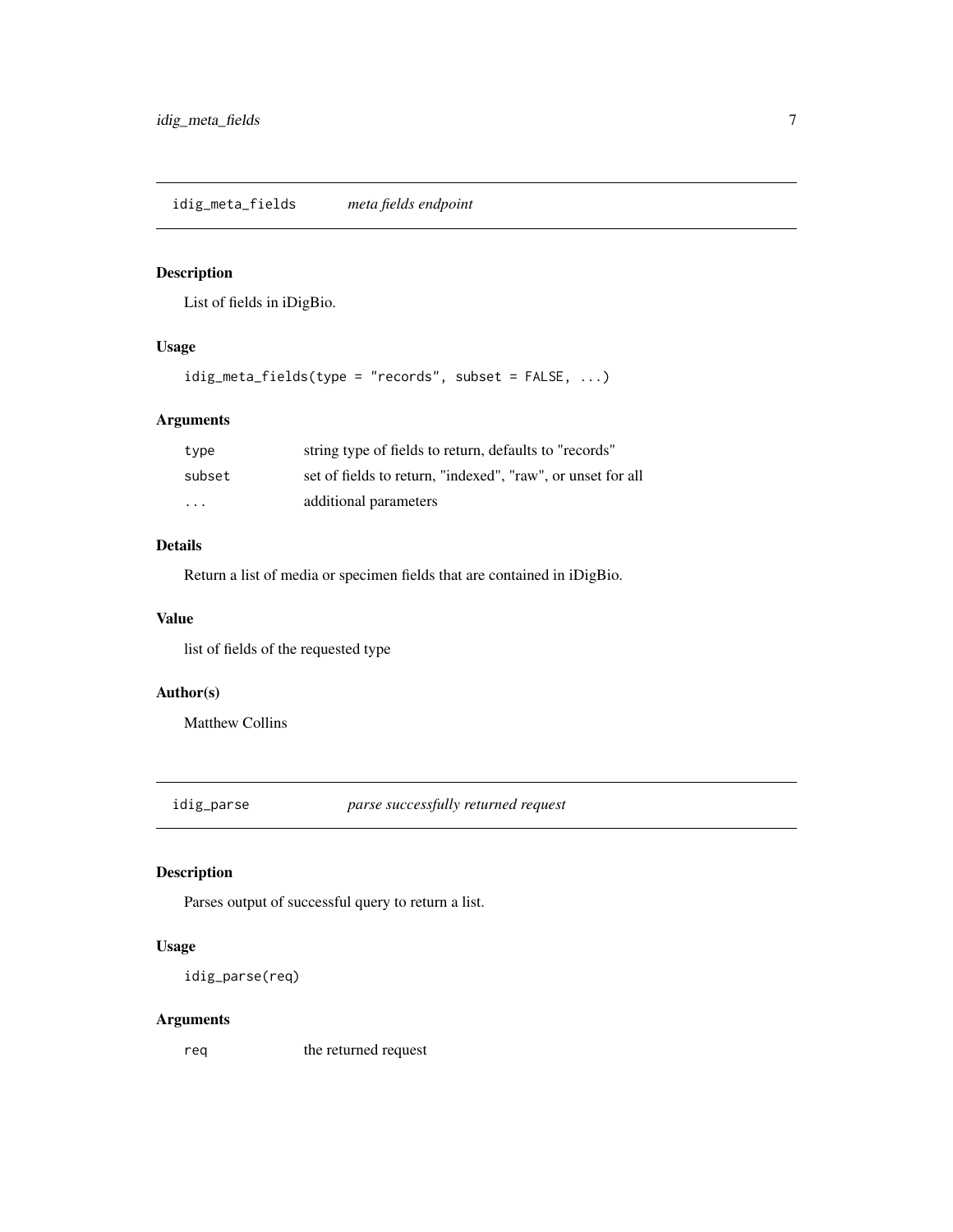## idig_meta_fields — *meta fields endpoint*

### Description

List of fields in iDigBio.

### Usage

```
idig_meta_fields(type = "records", subset = FALSE, ...)
```

### Arguments

| | |
|---|---|
| type | string type of fields to return, defaults to "records" |
| subset | set of fields to return, "indexed", "raw", or unset for all |
| ... | additional parameters |

### Details

Return a list of media or specimen fields that are contained in iDigBio.

### Value

list of fields of the requested type

### Author(s)

Matthew Collins

## idig_parse — *parse successfully returned request*

### Description

Parses output of successful query to return a list.

### Usage

```
idig_parse(req)
```

### Arguments

| | |
|---|---|
| req | the returned request |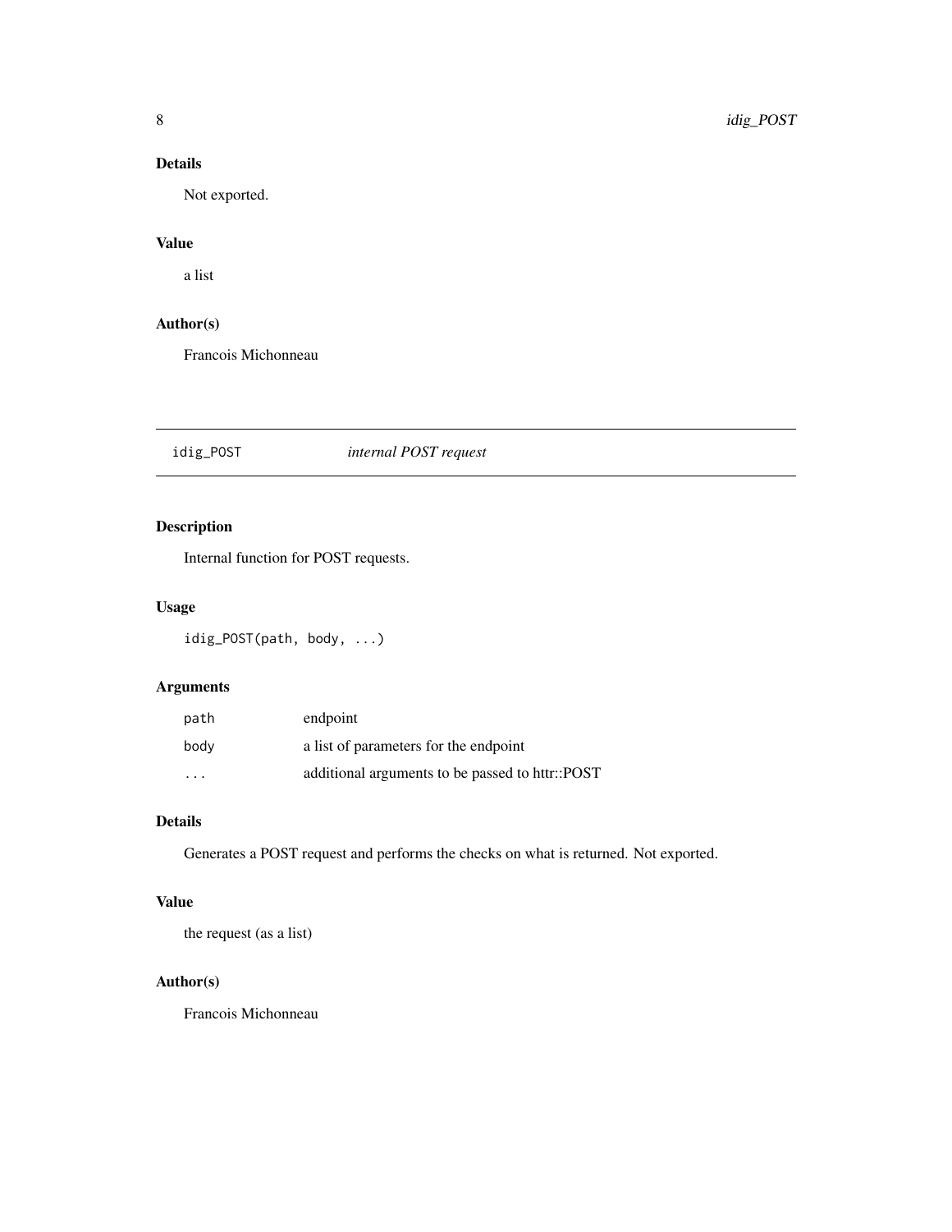### Details

Not exported.

### Value

a list

### Author(s)

Francois Michonneau

---

## idig_POST — *internal POST request*

### Description

Internal function for POST requests.

### Usage

```
idig_POST(path, body, ...)
```

### Arguments

| | |
|---|---|
| path | endpoint |
| body | a list of parameters for the endpoint |
| ... | additional arguments to be passed to httr::POST |

### Details

Generates a POST request and performs the checks on what is returned. Not exported.

### Value

the request (as a list)

### Author(s)

Francois Michonneau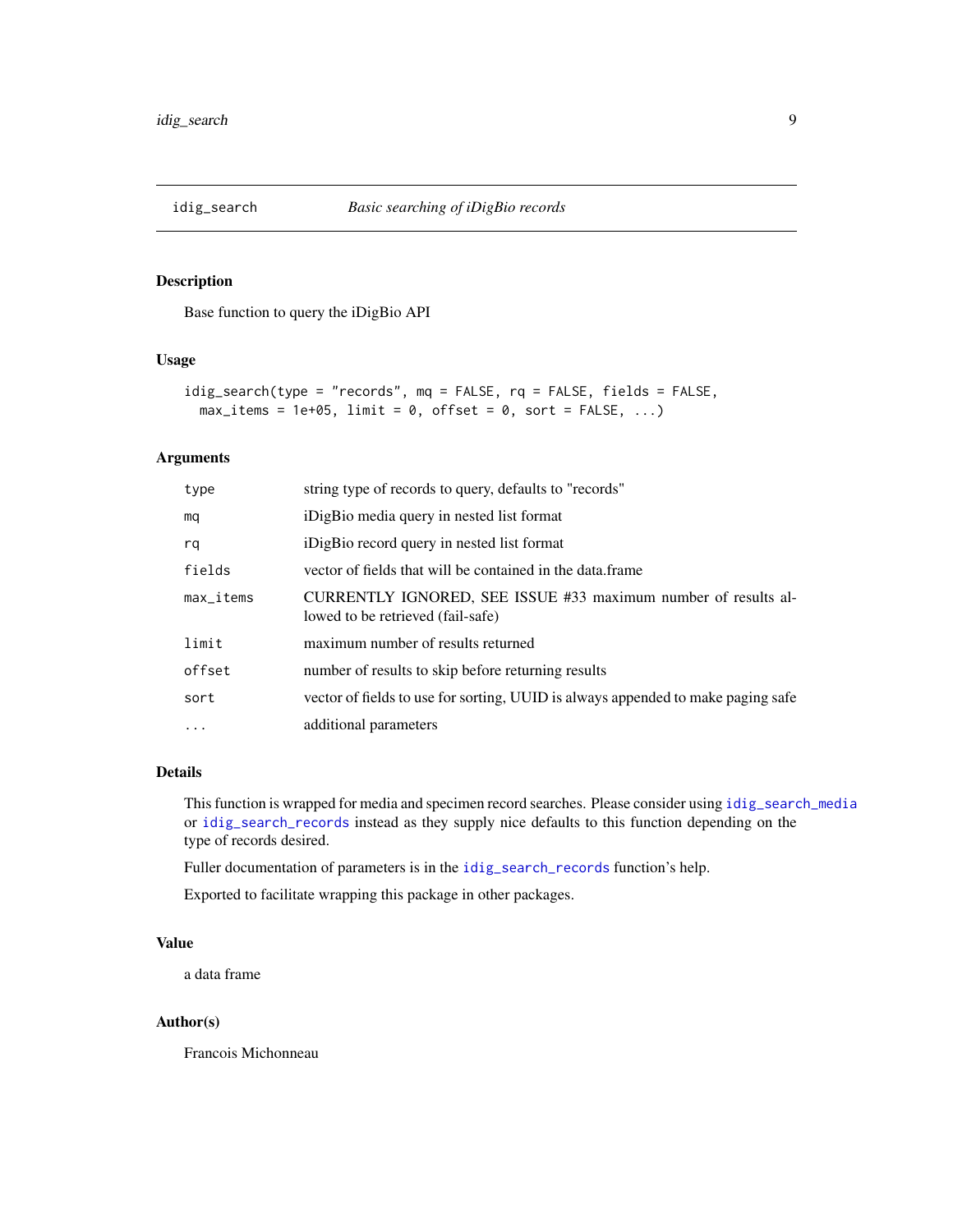## idig_search — *Basic searching of iDigBio records*

### Description

Base function to query the iDigBio API

### Usage

```
idig_search(type = "records", mq = FALSE, rq = FALSE, fields = FALSE,
  max_items = 1e+05, limit = 0, offset = 0, sort = FALSE, ...)
```

### Arguments

| | |
|---|---|
| `type` | string type of records to query, defaults to "records" |
| `mq` | iDigBio media query in nested list format |
| `rq` | iDigBio record query in nested list format |
| `fields` | vector of fields that will be contained in the data.frame |
| `max_items` | CURRENTLY IGNORED, SEE ISSUE #33 maximum number of results allowed to be retrieved (fail-safe) |
| `limit` | maximum number of results returned |
| `offset` | number of results to skip before returning results |
| `sort` | vector of fields to use for sorting, UUID is always appended to make paging safe |
| `...` | additional parameters |

### Details

This function is wrapped for media and specimen record searches. Please consider using `idig_search_media` or `idig_search_records` instead as they supply nice defaults to this function depending on the type of records desired.

Fuller documentation of parameters is in the `idig_search_records` function's help.

Exported to facilitate wrapping this package in other packages.

### Value

a data frame

### Author(s)

Francois Michonneau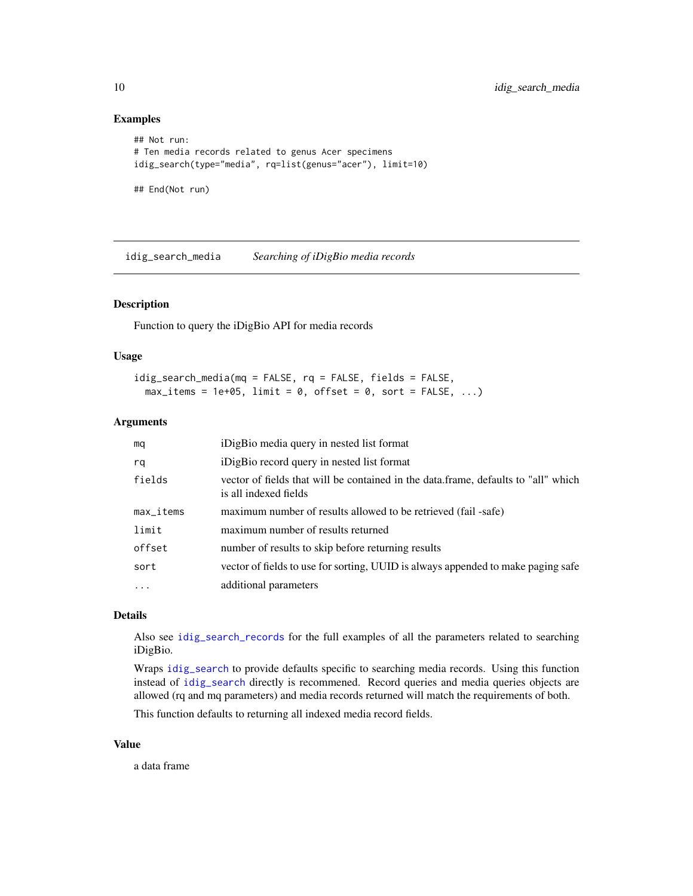### Examples

```
## Not run:
# Ten media records related to genus Acer specimens
idig_search(type="media", rq=list(genus="acer"), limit=10)

## End(Not run)
```

---

## idig_search_media — *Searching of iDigBio media records*

---

### Description

Function to query the iDigBio API for media records

### Usage

```
idig_search_media(mq = FALSE, rq = FALSE, fields = FALSE,
  max_items = 1e+05, limit = 0, offset = 0, sort = FALSE, ...)
```

### Arguments

| | |
|---|---|
| mq | iDigBio media query in nested list format |
| rq | iDigBio record query in nested list format |
| fields | vector of fields that will be contained in the data.frame, defaults to "all" which is all indexed fields |
| max_items | maximum number of results allowed to be retrieved (fail -safe) |
| limit | maximum number of results returned |
| offset | number of results to skip before returning results |
| sort | vector of fields to use for sorting, UUID is always appended to make paging safe |
| ... | additional parameters |

### Details

Also see idig_search_records for the full examples of all the parameters related to searching iDigBio.

Wraps idig_search to provide defaults specific to searching media records. Using this function instead of idig_search directly is recommened. Record queries and media queries objects are allowed (rq and mq parameters) and media records returned will match the requirements of both.

This function defaults to returning all indexed media record fields.

### Value

a data frame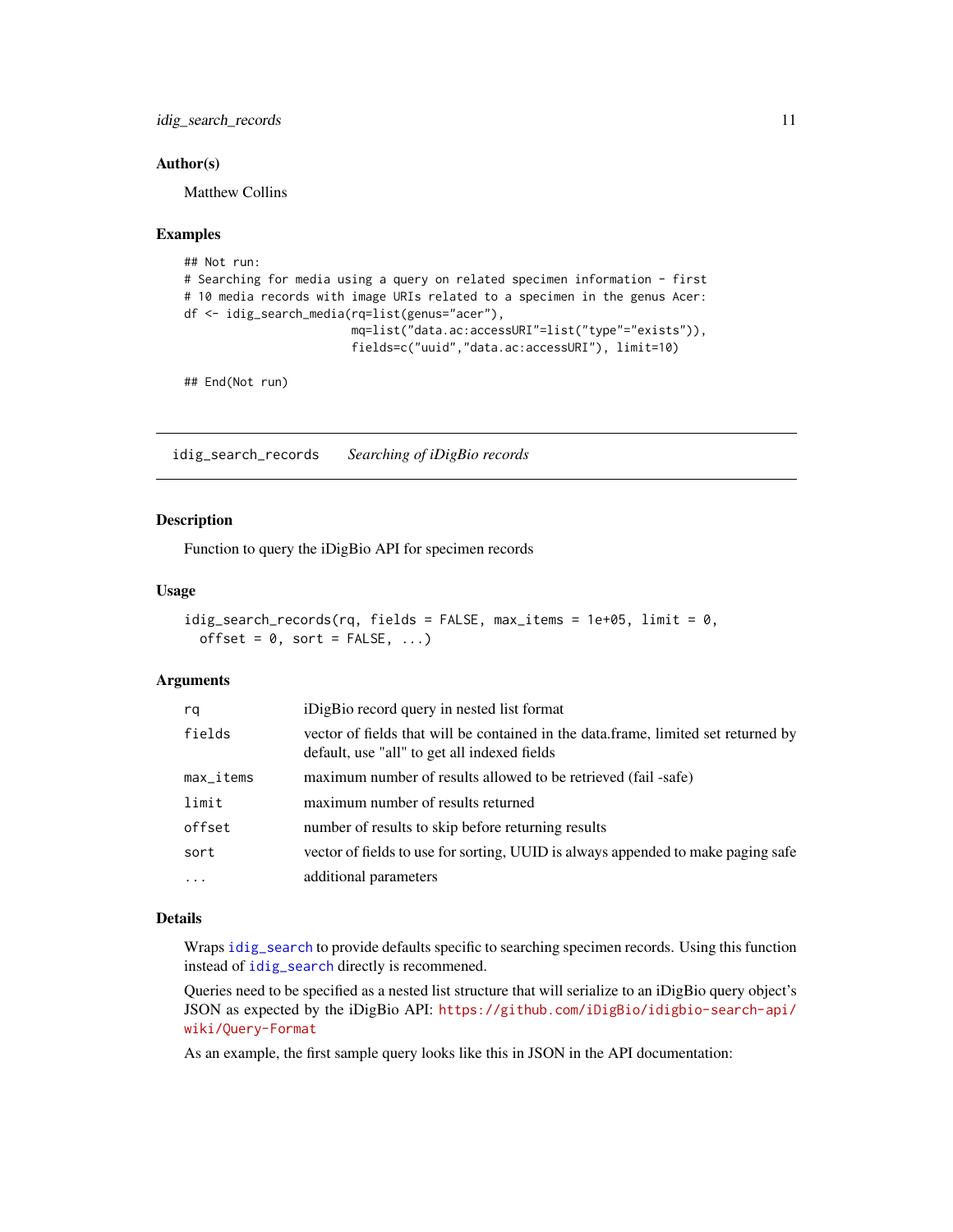### Author(s)

Matthew Collins

### Examples

```
## Not run:
# Searching for media using a query on related specimen information - first
# 10 media records with image URIs related to a specimen in the genus Acer:
df <- idig_search_media(rq=list(genus="acer"),
                        mq=list("data.ac:accessURI"=list("type"="exists")),
                        fields=c("uuid","data.ac:accessURI"), limit=10)

## End(Not run)
```

---

## idig_search_records &nbsp;&nbsp;&nbsp; *Searching of iDigBio records*

---

### Description

Function to query the iDigBio API for specimen records

### Usage

```
idig_search_records(rq, fields = FALSE, max_items = 1e+05, limit = 0,
  offset = 0, sort = FALSE, ...)
```

### Arguments

| Argument | Description |
|---|---|
| rq | iDigBio record query in nested list format |
| fields | vector of fields that will be contained in the data.frame, limited set returned by default, use "all" to get all indexed fields |
| max_items | maximum number of results allowed to be retrieved (fail -safe) |
| limit | maximum number of results returned |
| offset | number of results to skip before returning results |
| sort | vector of fields to use for sorting, UUID is always appended to make paging safe |
| ... | additional parameters |

### Details

Wraps `idig_search` to provide defaults specific to searching specimen records. Using this function instead of `idig_search` directly is recommened.

Queries need to be specified as a nested list structure that will serialize to an iDigBio query object's JSON as expected by the iDigBio API: `https://github.com/iDigBio/idigbio-search-api/wiki/Query-Format`

As an example, the first sample query looks like this in JSON in the API documentation: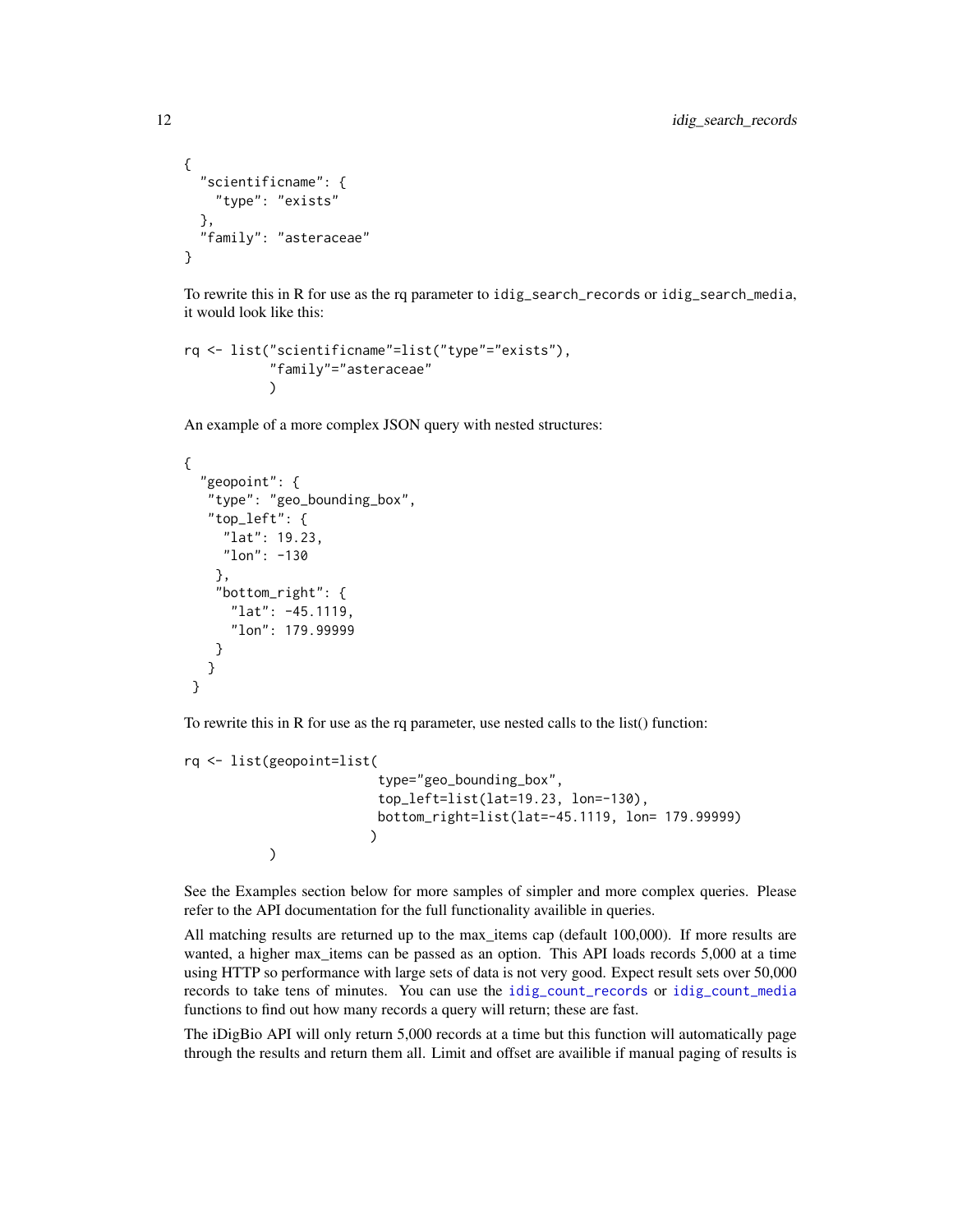```
{
  "scientificname": {
    "type": "exists"
  },
  "family": "asteraceae"
}
```

To rewrite this in R for use as the rq parameter to `idig_search_records` or `idig_search_media`, it would look like this:

```
rq <- list("scientificname"=list("type"="exists"),
           "family"="asteraceae"
           )
```

An example of a more complex JSON query with nested structures:

```
{
  "geopoint": {
   "type": "geo_bounding_box",
   "top_left": {
     "lat": 19.23,
     "lon": -130
    },
    "bottom_right": {
      "lat": -45.1119,
      "lon": 179.99999
    }
   }
 }
```

To rewrite this in R for use as the rq parameter, use nested calls to the list() function:

```
rq <- list(geopoint=list(
                        type="geo_bounding_box",
                        top_left=list(lat=19.23, lon=-130),
                        bottom_right=list(lat=-45.1119, lon= 179.99999)
                       )
           )
```

See the Examples section below for more samples of simpler and more complex queries. Please refer to the API documentation for the full functionality availible in queries.

All matching results are returned up to the max_items cap (default 100,000). If more results are wanted, a higher max_items can be passed as an option. This API loads records 5,000 at a time using HTTP so performance with large sets of data is not very good. Expect result sets over 50,000 records to take tens of minutes. You can use the `idig_count_records` or `idig_count_media` functions to find out how many records a query will return; these are fast.

The iDigBio API will only return 5,000 records at a time but this function will automatically page through the results and return them all. Limit and offset are availible if manual paging of results is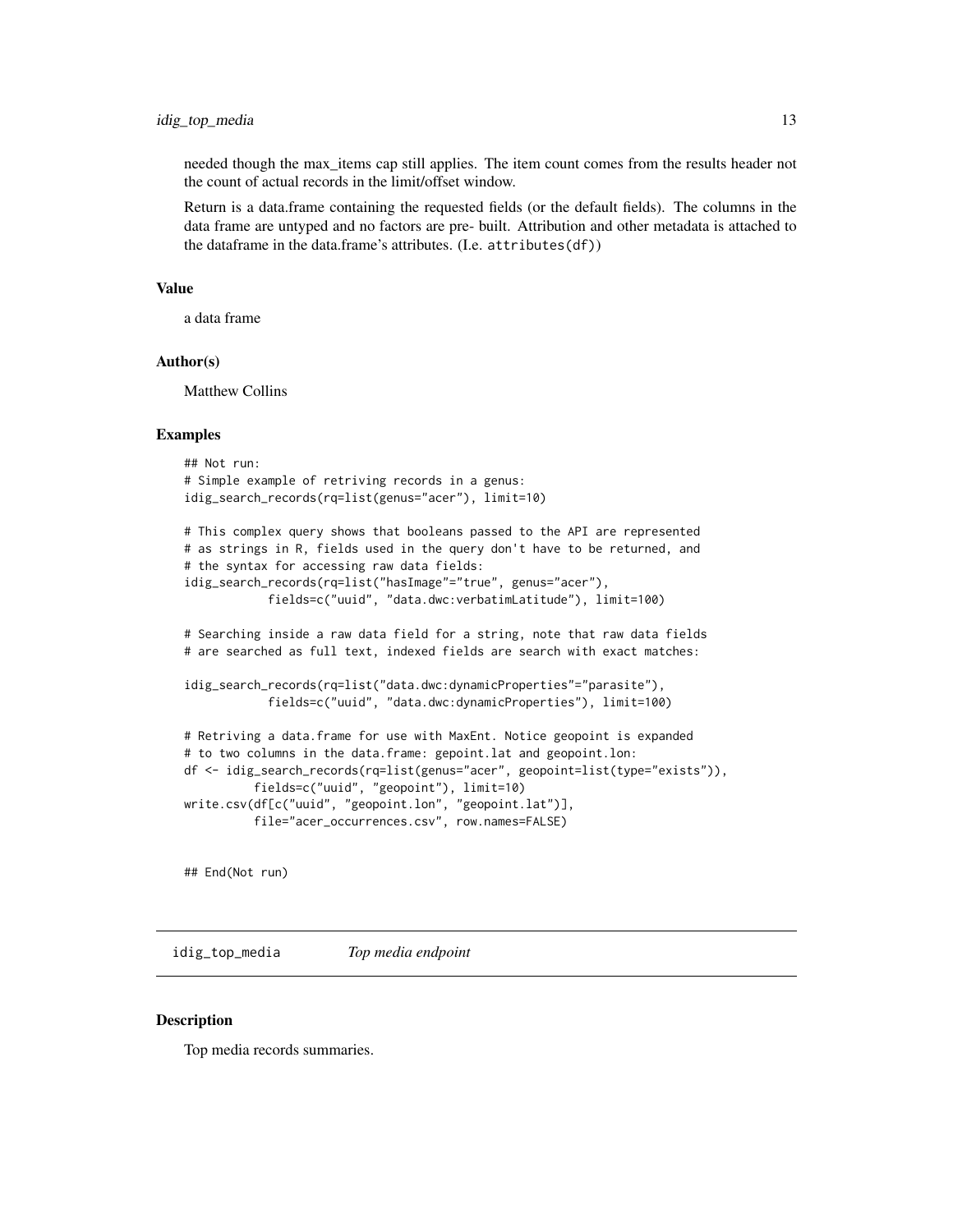needed though the max_items cap still applies. The item count comes from the results header not the count of actual records in the limit/offset window.

Return is a data.frame containing the requested fields (or the default fields). The columns in the data frame are untyped and no factors are pre- built. Attribution and other metadata is attached to the dataframe in the data.frame's attributes. (I.e. `attributes(df)`)

### Value

a data frame

### Author(s)

Matthew Collins

### Examples

```
## Not run:
# Simple example of retriving records in a genus:
idig_search_records(rq=list(genus="acer"), limit=10)

# This complex query shows that booleans passed to the API are represented
# as strings in R, fields used in the query don't have to be returned, and
# the syntax for accessing raw data fields:
idig_search_records(rq=list("hasImage"="true", genus="acer"),
            fields=c("uuid", "data.dwc:verbatimLatitude"), limit=100)

# Searching inside a raw data field for a string, note that raw data fields
# are searched as full text, indexed fields are search with exact matches:

idig_search_records(rq=list("data.dwc:dynamicProperties"="parasite"),
            fields=c("uuid", "data.dwc:dynamicProperties"), limit=100)

# Retriving a data.frame for use with MaxEnt. Notice geopoint is expanded
# to two columns in the data.frame: gepoint.lat and geopoint.lon:
df <- idig_search_records(rq=list(genus="acer", geopoint=list(type="exists")),
          fields=c("uuid", "geopoint"), limit=10)
write.csv(df[c("uuid", "geopoint.lon", "geopoint.lat")],
          file="acer_occurrences.csv", row.names=FALSE)


## End(Not run)
```

## idig_top_media *Top media endpoint*

### Description

Top media records summaries.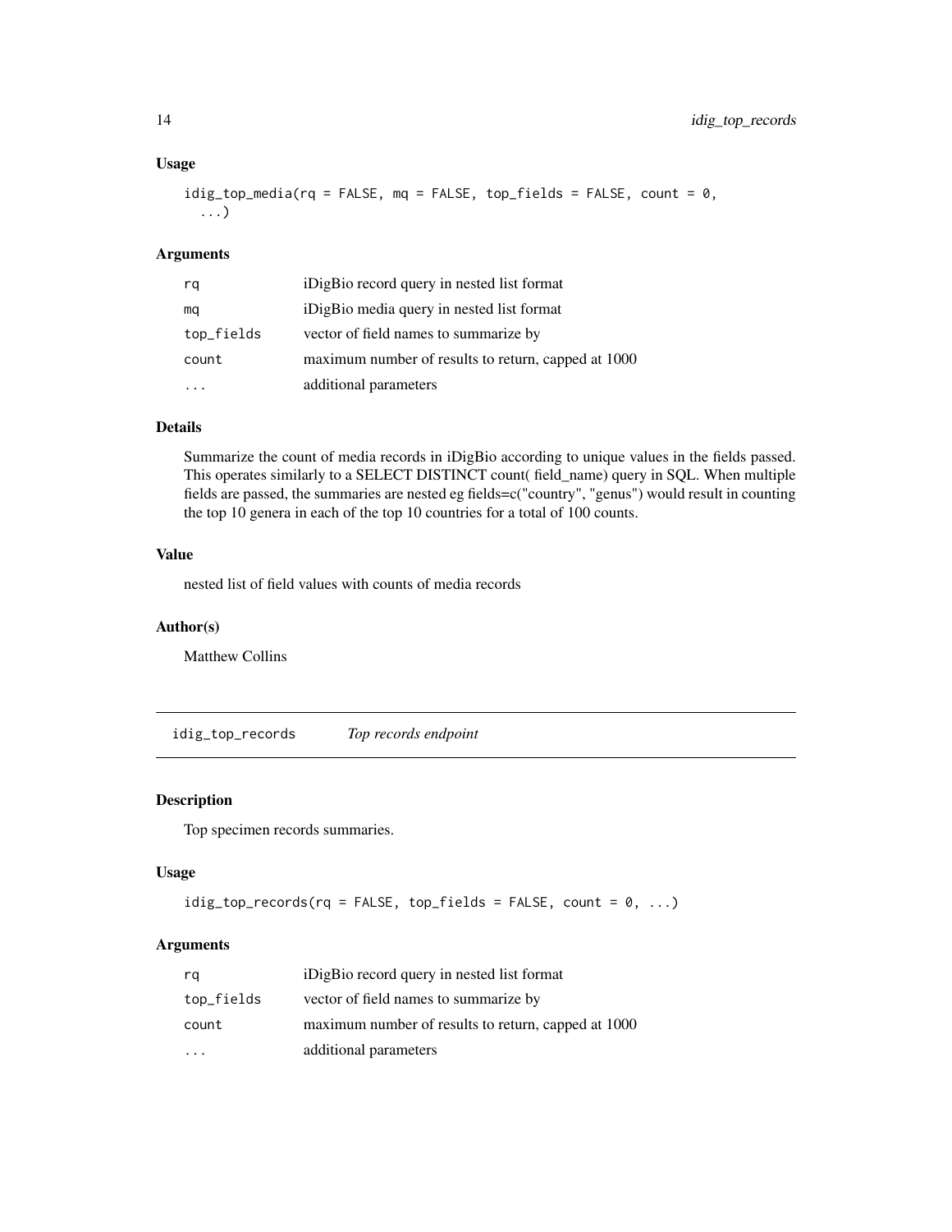### Usage

```
idig_top_media(rq = FALSE, mq = FALSE, top_fields = FALSE, count = 0,
  ...)
```

### Arguments

| | |
|---|---|
| rq | iDigBio record query in nested list format |
| mq | iDigBio media query in nested list format |
| top_fields | vector of field names to summarize by |
| count | maximum number of results to return, capped at 1000 |
| ... | additional parameters |

### Details

Summarize the count of media records in iDigBio according to unique values in the fields passed. This operates similarly to a SELECT DISTINCT count( field_name) query in SQL. When multiple fields are passed, the summaries are nested eg fields=c("country", "genus") would result in counting the top 10 genera in each of the top 10 countries for a total of 100 counts.

### Value

nested list of field values with counts of media records

### Author(s)

Matthew Collins

---

## idig_top_records *Top records endpoint*

---

### Description

Top specimen records summaries.

### Usage

```
idig_top_records(rq = FALSE, top_fields = FALSE, count = 0, ...)
```

### Arguments

| | |
|---|---|
| rq | iDigBio record query in nested list format |
| top_fields | vector of field names to summarize by |
| count | maximum number of results to return, capped at 1000 |
| ... | additional parameters |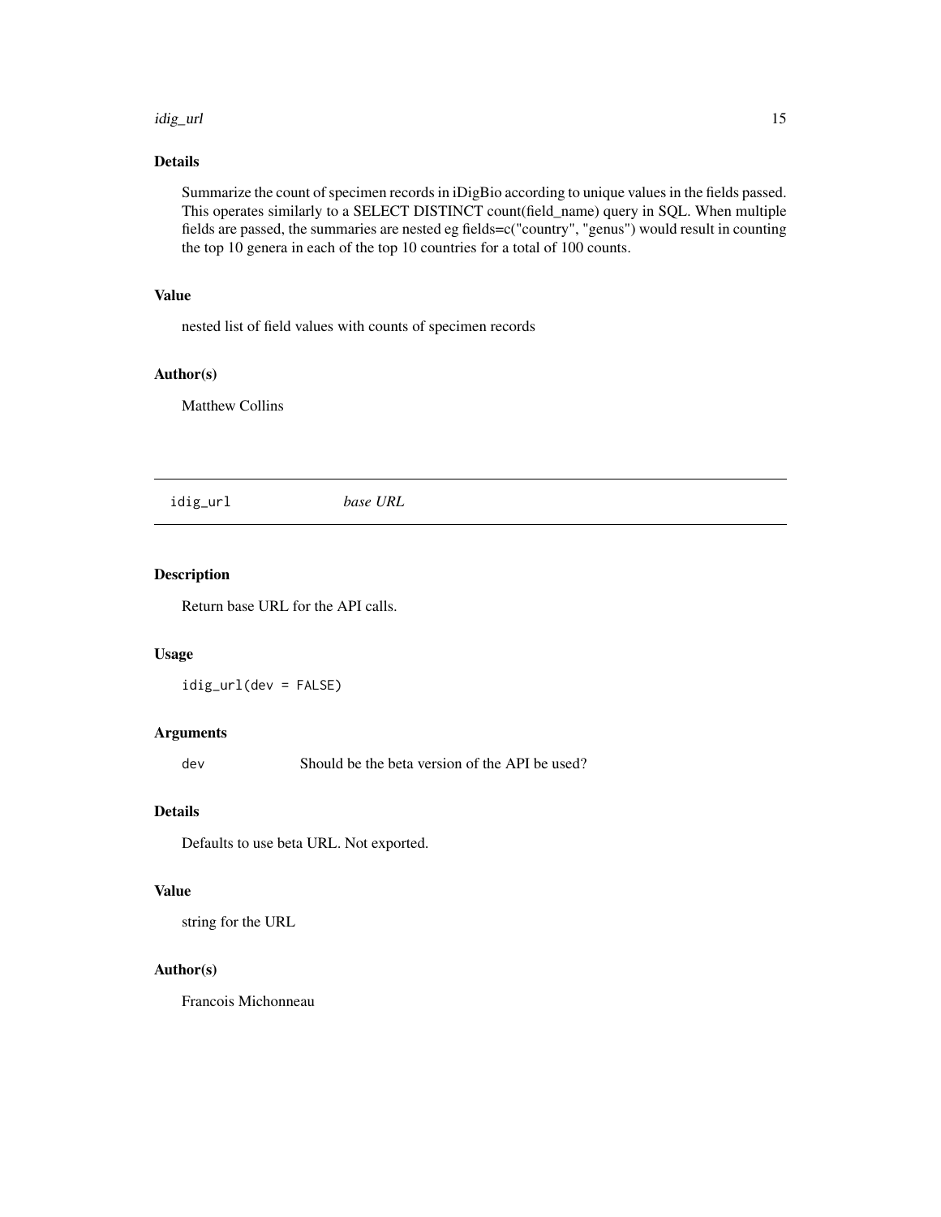### Details

Summarize the count of specimen records in iDigBio according to unique values in the fields passed. This operates similarly to a SELECT DISTINCT count(field_name) query in SQL. When multiple fields are passed, the summaries are nested eg fields=c("country", "genus") would result in counting the top 10 genera in each of the top 10 countries for a total of 100 counts.

### Value

nested list of field values with counts of specimen records

### Author(s)

Matthew Collins

---

## idig_url *base URL*

---

### Description

Return base URL for the API calls.

### Usage

```
idig_url(dev = FALSE)
```

### Arguments

| | |
|---|---|
| `dev` | Should be the beta version of the API be used? |

### Details

Defaults to use beta URL. Not exported.

### Value

string for the URL

### Author(s)

Francois Michonneau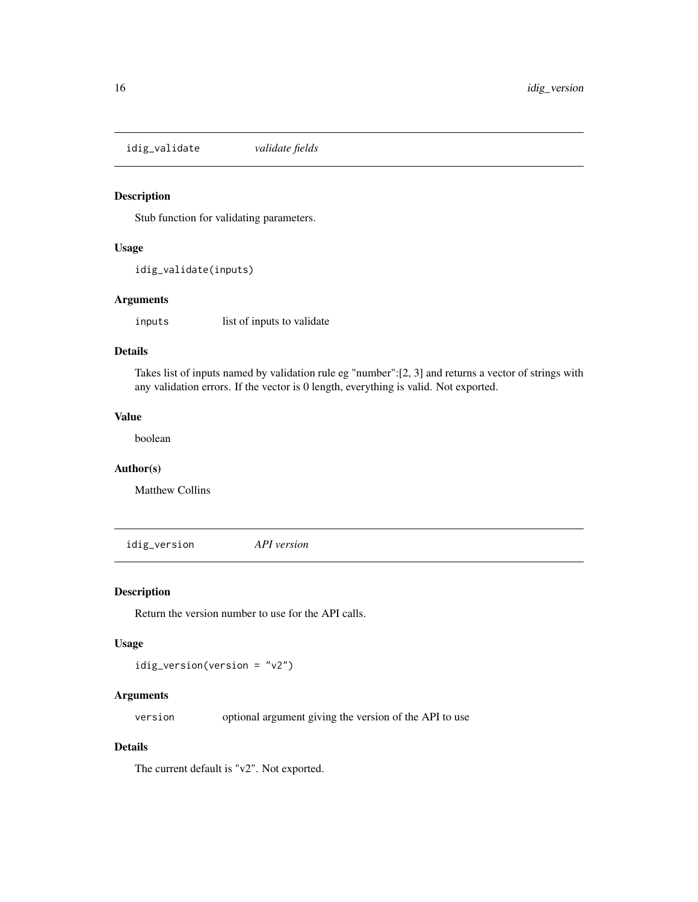## idig_validate *validate fields*

### Description

Stub function for validating parameters.

### Usage

```
idig_validate(inputs)
```

### Arguments

| | |
|---|---|
| inputs | list of inputs to validate |

### Details

Takes list of inputs named by validation rule eg "number":[2, 3] and returns a vector of strings with any validation errors. If the vector is 0 length, everything is valid. Not exported.

### Value

boolean

### Author(s)

Matthew Collins

## idig_version *API version*

### Description

Return the version number to use for the API calls.

### Usage

```
idig_version(version = "v2")
```

### Arguments

| | |
|---|---|
| version | optional argument giving the version of the API to use |

### Details

The current default is "v2". Not exported.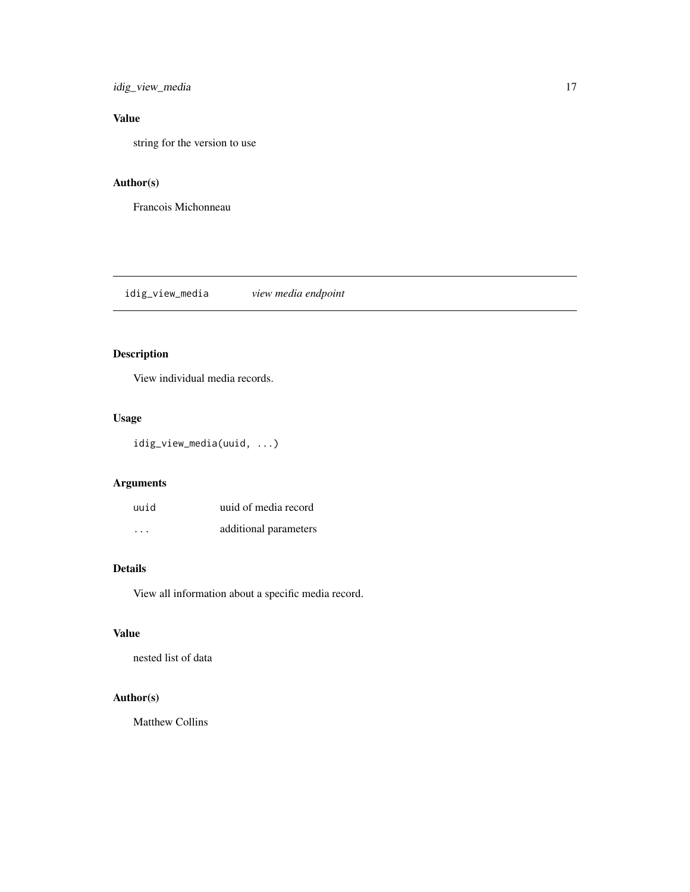### Value

string for the version to use

### Author(s)

Francois Michonneau

## idig_view_media *view media endpoint*

### Description

View individual media records.

### Usage

```
idig_view_media(uuid, ...)
```

### Arguments

| | |
|---|---|
| uuid | uuid of media record |
| ... | additional parameters |

### Details

View all information about a specific media record.

### Value

nested list of data

### Author(s)

Matthew Collins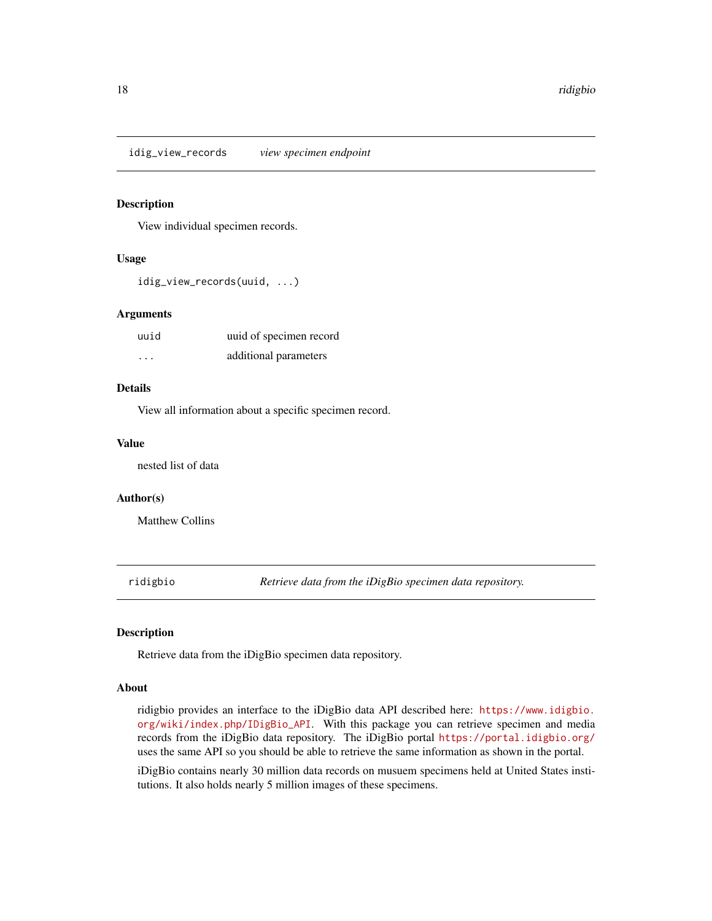## idig_view_records *view specimen endpoint*

### Description

View individual specimen records.

### Usage

```
idig_view_records(uuid, ...)
```

### Arguments

| | |
|---|---|
| uuid | uuid of specimen record |
| ... | additional parameters |

### Details

View all information about a specific specimen record.

### Value

nested list of data

### Author(s)

Matthew Collins

## ridigbio *Retrieve data from the iDigBio specimen data repository.*

### Description

Retrieve data from the iDigBio specimen data repository.

### About

ridigbio provides an interface to the iDigBio data API described here: https://www.idigbio.org/wiki/index.php/IDigBio_API. With this package you can retrieve specimen and media records from the iDigBio data repository. The iDigBio portal https://portal.idigbio.org/ uses the same API so you should be able to retrieve the same information as shown in the portal.

iDigBio contains nearly 30 million data records on musuem specimens held at United States institutions. It also holds nearly 5 million images of these specimens.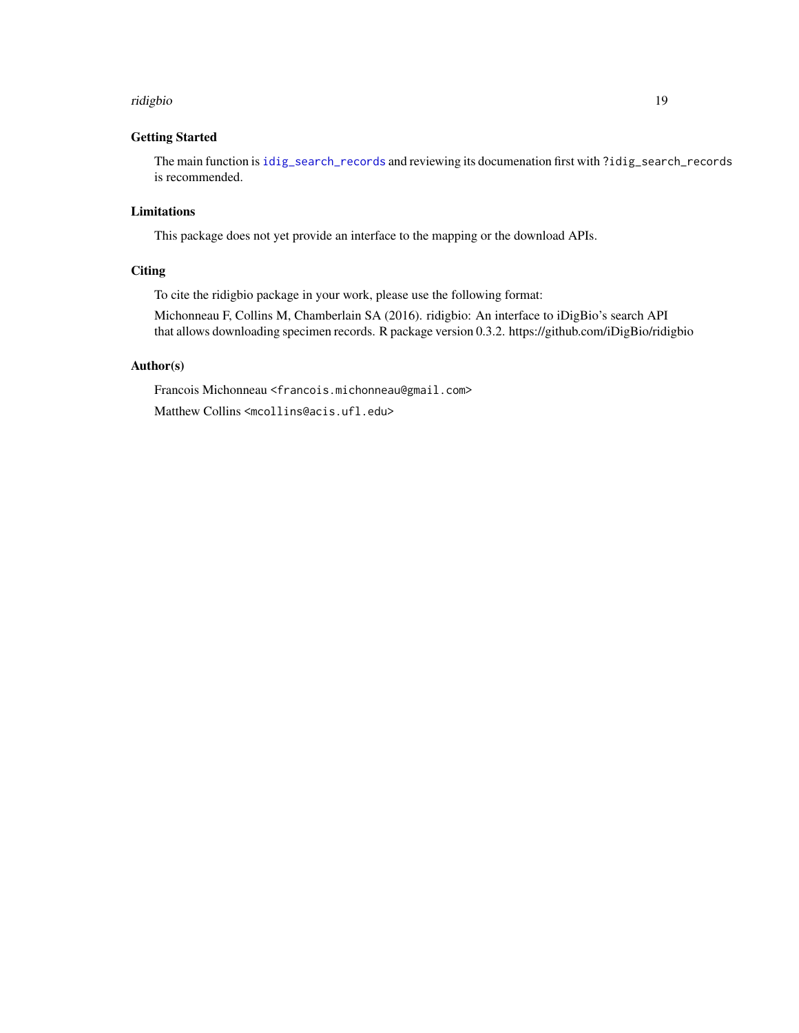### Getting Started

The main function is `idig_search_records` and reviewing its documenation first with `?idig_search_records` is recommended.

### Limitations

This package does not yet provide an interface to the mapping or the download APIs.

### Citing

To cite the ridigbio package in your work, please use the following format:

Michonneau F, Collins M, Chamberlain SA (2016). ridigbio: An interface to iDigBio's search API that allows downloading specimen records. R package version 0.3.2. https://github.com/iDigBio/ridigbio

### Author(s)

Francois Michonneau <francois.michonneau@gmail.com>

Matthew Collins <mcollins@acis.ufl.edu>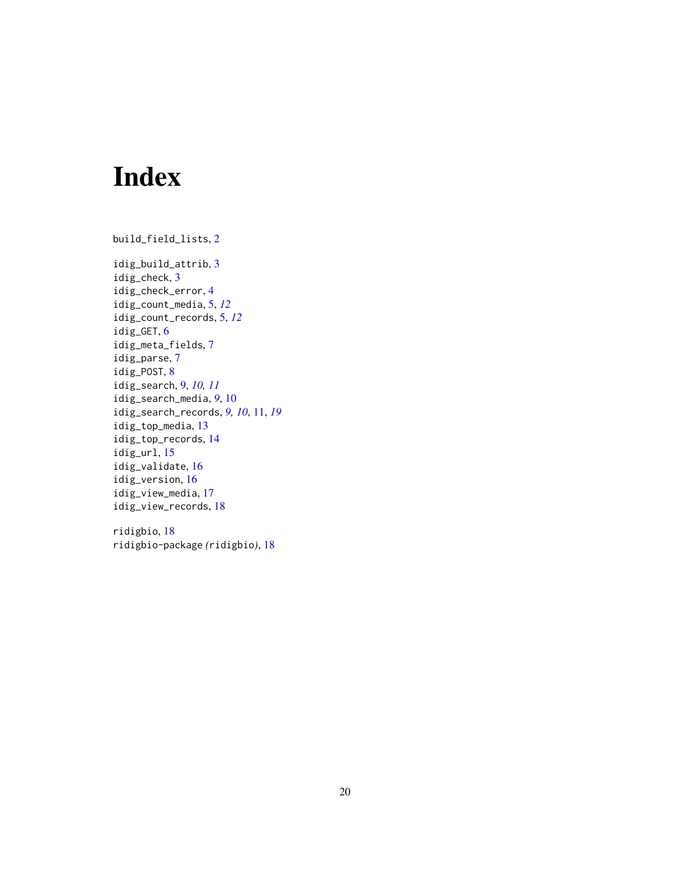# Index

build_field_lists, 2

idig_build_attrib, 3
idig_check, 3
idig_check_error, 4
idig_count_media, 5, *12*
idig_count_records, 5, *12*
idig_GET, 6
idig_meta_fields, 7
idig_parse, 7
idig_POST, 8
idig_search, 9, *10, 11*
idig_search_media, *9*, 10
idig_search_records, *9, 10*, 11, *19*
idig_top_media, 13
idig_top_records, 14
idig_url, 15
idig_validate, 16
idig_version, 16
idig_view_media, 17
idig_view_records, 18

ridigbio, 18
ridigbio-package *(*ridigbio*)*, 18